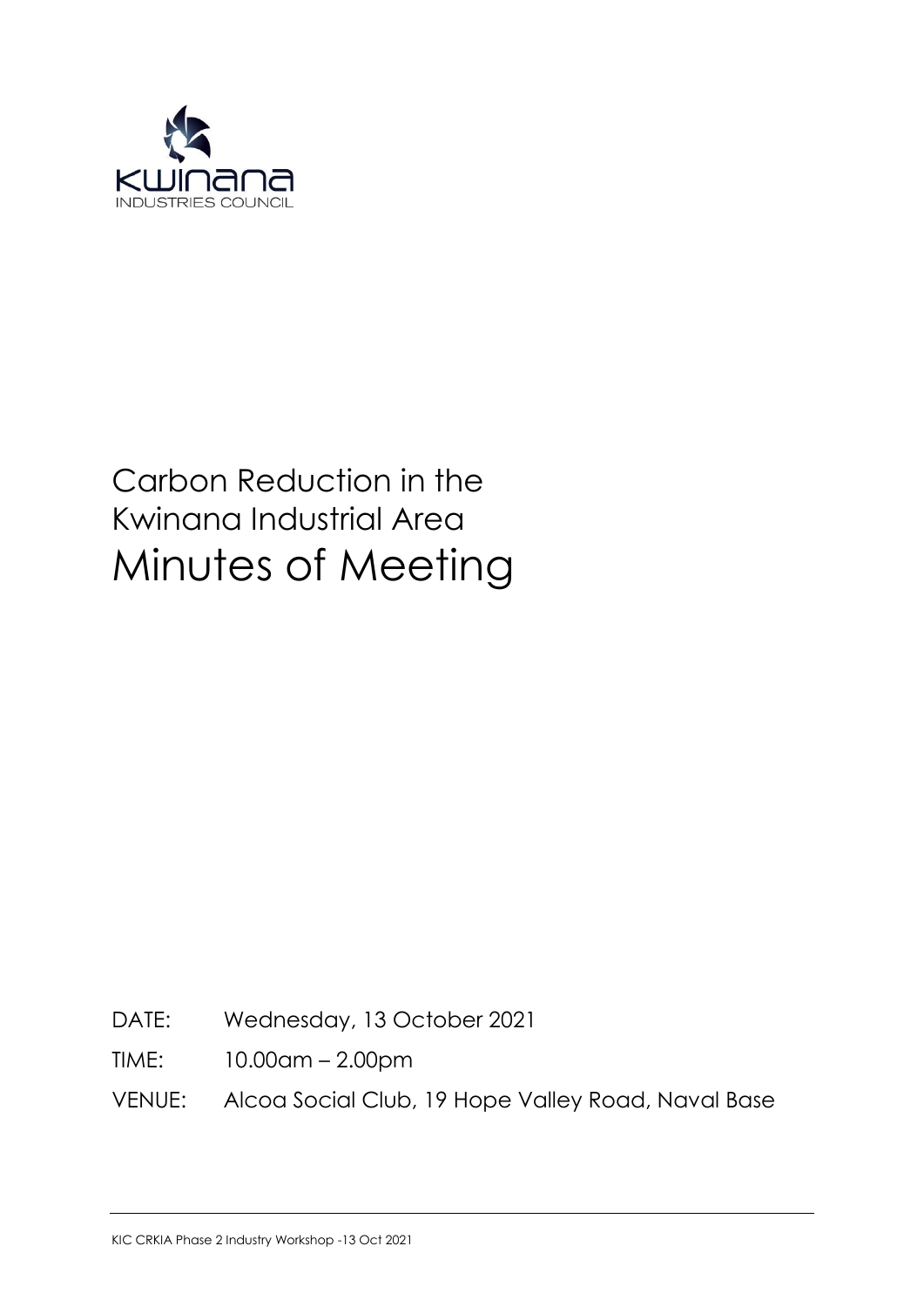KWINANA
INDUSTRIES COUNCIL

# Carbon Reduction in the Kwinana Industrial Area

# Minutes of Meeting

DATE: Wednesday, 13 October 2021

TIME: 10.00am – 2.00pm

VENUE: Alcoa Social Club, 19 Hope Valley Road, Naval Base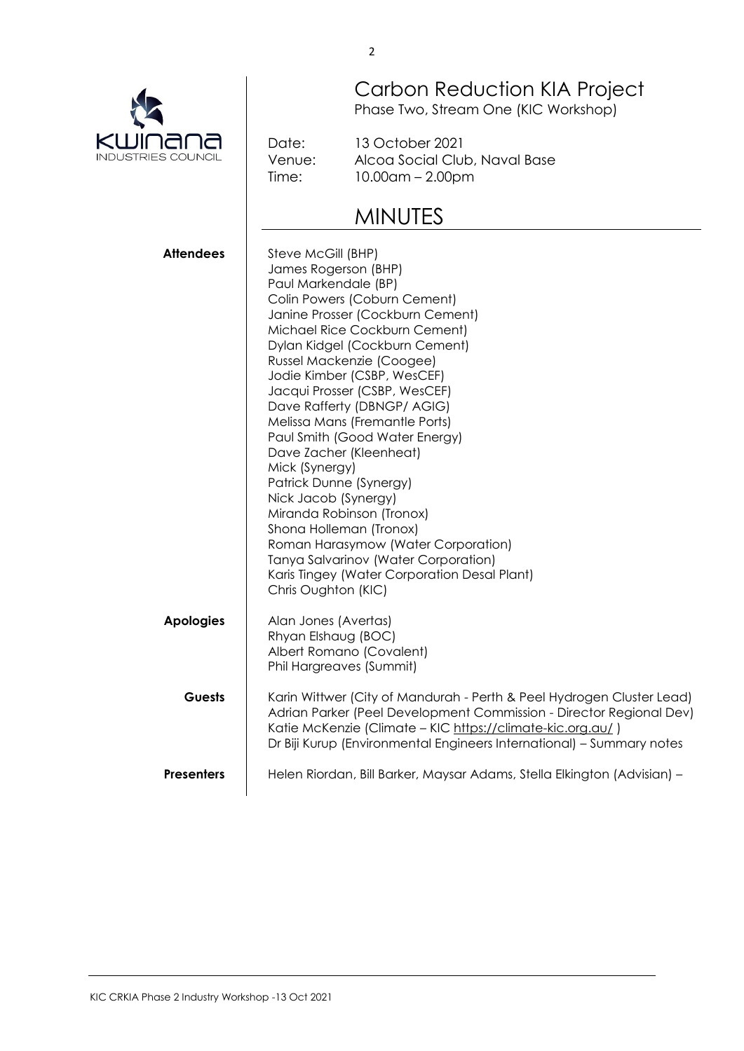# Carbon Reduction KIA Project

Phase Two, Stream One (KIC Workshop)

Date: 13 October 2021
Venue: Alcoa Social Club, Naval Base
Time: 10.00am – 2.00pm

## MINUTES

**Attendees**

Steve McGill (BHP)
James Rogerson (BHP)
Paul Markendale (BP)
Colin Powers (Coburn Cement)
Janine Prosser (Cockburn Cement)
Michael Rice Cockburn Cement)
Dylan Kidgel (Cockburn Cement)
Russel Mackenzie (Coogee)
Jodie Kimber (CSBP, WesCEF)
Jacqui Prosser (CSBP, WesCEF)
Dave Rafferty (DBNGP/ AGIG)
Melissa Mans (Fremantle Ports)
Paul Smith (Good Water Energy)
Dave Zacher (Kleenheat)
Mick (Synergy)
Patrick Dunne (Synergy)
Nick Jacob (Synergy)
Miranda Robinson (Tronox)
Shona Holleman (Tronox)
Roman Harasymow (Water Corporation)
Tanya Salvarinov (Water Corporation)
Karis Tingey (Water Corporation Desal Plant)
Chris Oughton (KIC)

**Apologies**

Alan Jones (Avertas)
Rhyan Elshaug (BOC)
Albert Romano (Covalent)
Phil Hargreaves (Summit)

**Guests**

Karin Wittwer (City of Mandurah - Perth & Peel Hydrogen Cluster Lead)
Adrian Parker (Peel Development Commission - Director Regional Dev)
Katie McKenzie (Climate – KIC https://climate-kic.org.au/ )
Dr Biji Kurup (Environmental Engineers International) – Summary notes

**Presenters**

Helen Riordan, Bill Barker, Maysar Adams, Stella Elkington (Advisian) –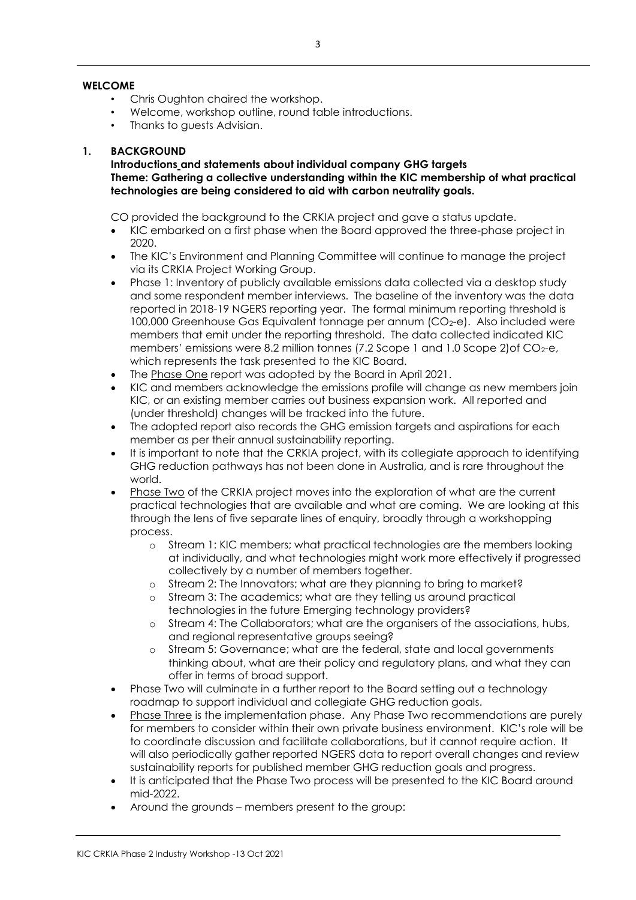## WELCOME

- Chris Oughton chaired the workshop.
- Welcome, workshop outline, round table introductions.
- Thanks to guests Advisian.

## 1. BACKGROUND

**Introductions and statements about individual company GHG targets**
**Theme: Gathering a collective understanding within the KIC membership of what practical technologies are being considered to aid with carbon neutrality goals.**

CO provided the background to the CRKIA project and gave a status update.

- KIC embarked on a first phase when the Board approved the three-phase project in 2020.
- The KIC's Environment and Planning Committee will continue to manage the project via its CRKIA Project Working Group.
- Phase 1: Inventory of publicly available emissions data collected via a desktop study and some respondent member interviews. The baseline of the inventory was the data reported in 2018-19 NGERS reporting year. The formal minimum reporting threshold is 100,000 Greenhouse Gas Equivalent tonnage per annum ($CO_2$-e). Also included were members that emit under the reporting threshold. The data collected indicated KIC members' emissions were 8.2 million tonnes (7.2 Scope 1 and 1.0 Scope 2)of $CO_2$-e, which represents the task presented to the KIC Board.
- The Phase One report was adopted by the Board in April 2021.
- KIC and members acknowledge the emissions profile will change as new members join KIC, or an existing member carries out business expansion work. All reported and (under threshold) changes will be tracked into the future.
- The adopted report also records the GHG emission targets and aspirations for each member as per their annual sustainability reporting.
- It is important to note that the CRKIA project, with its collegiate approach to identifying GHG reduction pathways has not been done in Australia, and is rare throughout the world.
- Phase Two of the CRKIA project moves into the exploration of what are the current practical technologies that are available and what are coming. We are looking at this through the lens of five separate lines of enquiry, broadly through a workshopping process.
  - Stream 1: KIC members; what practical technologies are the members looking at individually, and what technologies might work more effectively if progressed collectively by a number of members together.
  - Stream 2: The Innovators; what are they planning to bring to market?
  - Stream 3: The academics; what are they telling us around practical technologies in the future Emerging technology providers?
  - Stream 4: The Collaborators; what are the organisers of the associations, hubs, and regional representative groups seeing?
  - Stream 5: Governance; what are the federal, state and local governments thinking about, what are their policy and regulatory plans, and what they can offer in terms of broad support.
- Phase Two will culminate in a further report to the Board setting out a technology roadmap to support individual and collegiate GHG reduction goals.
- Phase Three is the implementation phase. Any Phase Two recommendations are purely for members to consider within their own private business environment. KIC's role will be to coordinate discussion and facilitate collaborations, but it cannot require action. It will also periodically gather reported NGERS data to report overall changes and review sustainability reports for published member GHG reduction goals and progress.
- It is anticipated that the Phase Two process will be presented to the KIC Board around mid-2022.
- Around the grounds – members present to the group: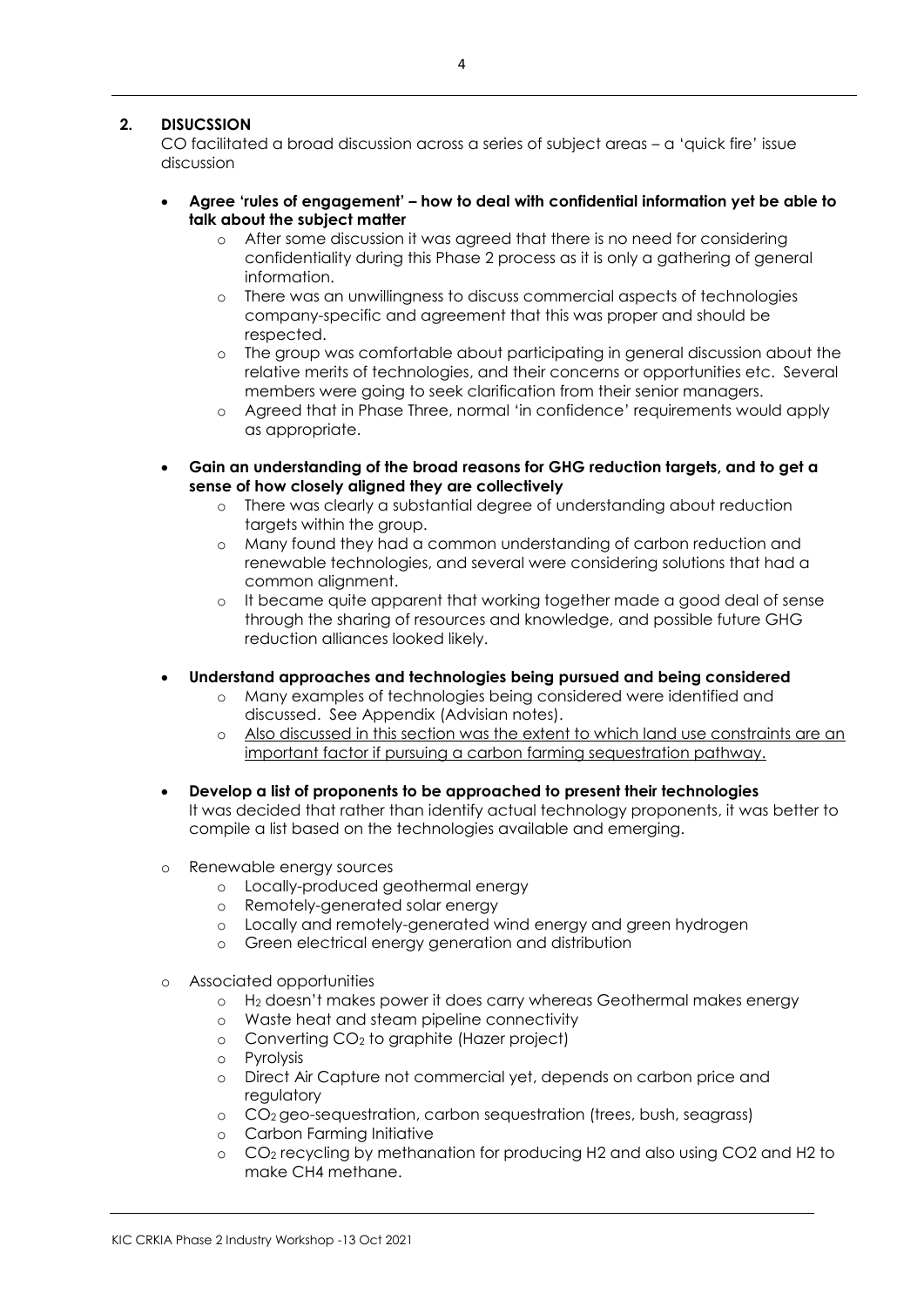## 2. DISUCSSION

CO facilitated a broad discussion across a series of subject areas – a 'quick fire' issue discussion

- **Agree 'rules of engagement' – how to deal with confidential information yet be able to talk about the subject matter**
    - After some discussion it was agreed that there is no need for considering confidentiality during this Phase 2 process as it is only a gathering of general information.
    - There was an unwillingness to discuss commercial aspects of technologies company-specific and agreement that this was proper and should be respected.
    - The group was comfortable about participating in general discussion about the relative merits of technologies, and their concerns or opportunities etc. Several members were going to seek clarification from their senior managers.
    - Agreed that in Phase Three, normal 'in confidence' requirements would apply as appropriate.
- **Gain an understanding of the broad reasons for GHG reduction targets, and to get a sense of how closely aligned they are collectively**
    - There was clearly a substantial degree of understanding about reduction targets within the group.
    - Many found they had a common understanding of carbon reduction and renewable technologies, and several were considering solutions that had a common alignment.
    - It became quite apparent that working together made a good deal of sense through the sharing of resources and knowledge, and possible future GHG reduction alliances looked likely.
- **Understand approaches and technologies being pursued and being considered**
    - Many examples of technologies being considered were identified and discussed. See Appendix (Advisian notes).
    - <u>Also discussed in this section was the extent to which land use constraints are an important factor if pursuing a carbon farming sequestration pathway.</u>
- **Develop a list of proponents to be approached to present their technologies**
  It was decided that rather than identify actual technology proponents, it was better to compile a list based on the technologies available and emerging.

- Renewable energy sources
    - Locally-produced geothermal energy
    - Remotely-generated solar energy
    - Locally and remotely-generated wind energy and green hydrogen
    - Green electrical energy generation and distribution
- Associated opportunities
    - $H_2$ doesn't makes power it does carry whereas Geothermal makes energy
    - Waste heat and steam pipeline connectivity
    - Converting $CO_2$ to graphite (Hazer project)
    - Pyrolysis
    - Direct Air Capture not commercial yet, depends on carbon price and regulatory
    - $CO_2$ geo-sequestration, carbon sequestration (trees, bush, seagrass)
    - Carbon Farming Initiative
    - $CO_2$ recycling by methanation for producing H2 and also using CO2 and H2 to make CH4 methane.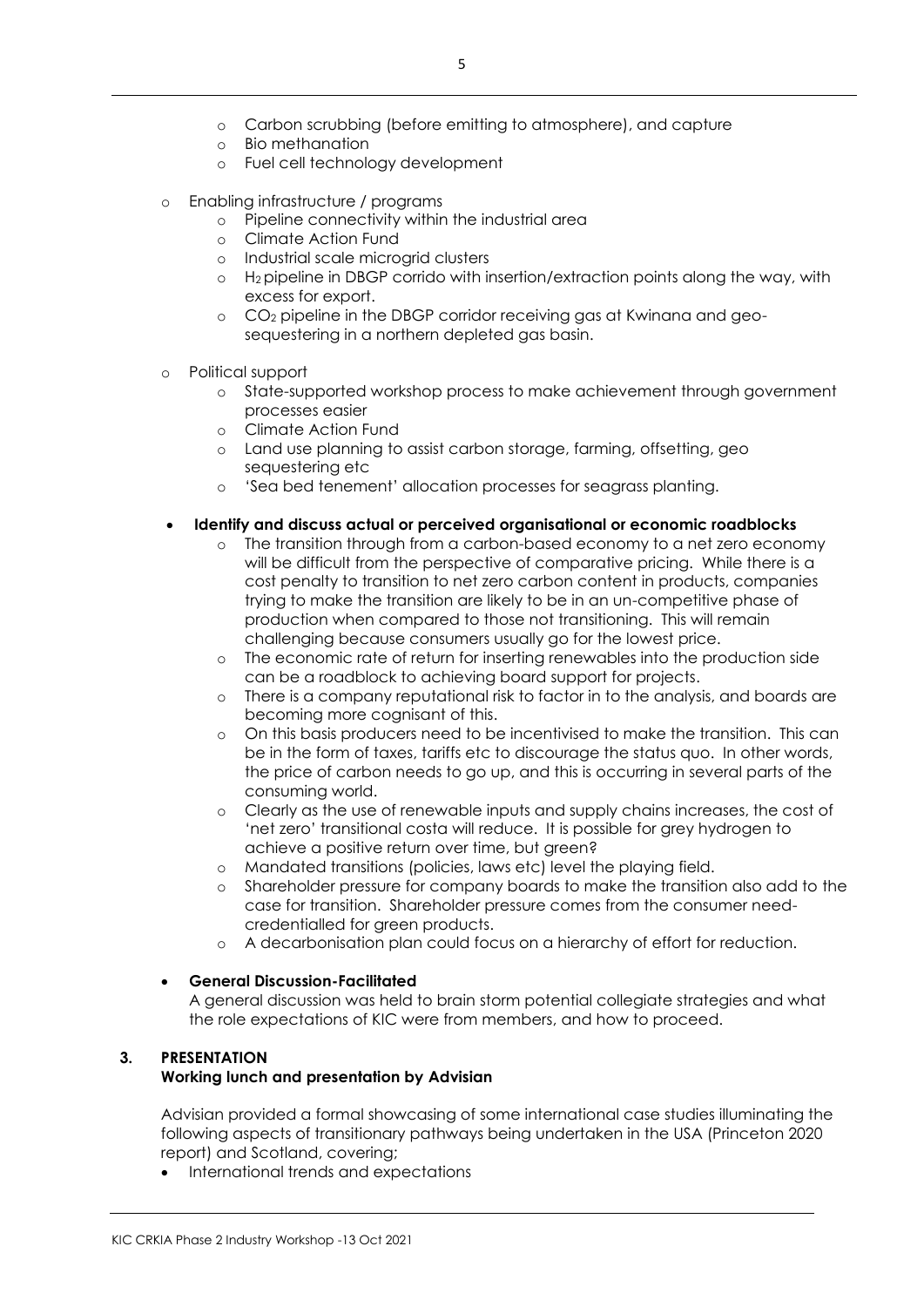- Carbon scrubbing (before emitting to atmosphere), and capture
    - Bio methanation
    - Fuel cell technology development

- Enabling infrastructure / programs
    - Pipeline connectivity within the industrial area
    - Climate Action Fund
    - Industrial scale microgrid clusters
    - $H_2$ pipeline in DBGP corrido with insertion/extraction points along the way, with excess for export.
    - $CO_2$ pipeline in the DBGP corridor receiving gas at Kwinana and geo-sequestering in a northern depleted gas basin.

- Political support
    - State-supported workshop process to make achievement through government processes easier
    - Climate Action Fund
    - Land use planning to assist carbon storage, farming, offsetting, geo sequestering etc
    - 'Sea bed tenement' allocation processes for seagrass planting.

- **Identify and discuss actual or perceived organisational or economic roadblocks**
    - The transition through from a carbon-based economy to a net zero economy will be difficult from the perspective of comparative pricing. While there is a cost penalty to transition to net zero carbon content in products, companies trying to make the transition are likely to be in an un-competitive phase of production when compared to those not transitioning. This will remain challenging because consumers usually go for the lowest price.
    - The economic rate of return for inserting renewables into the production side can be a roadblock to achieving board support for projects.
    - There is a company reputational risk to factor in to the analysis, and boards are becoming more cognisant of this.
    - On this basis producers need to be incentivised to make the transition. This can be in the form of taxes, tariffs etc to discourage the status quo. In other words, the price of carbon needs to go up, and this is occurring in several parts of the consuming world.
    - Clearly as the use of renewable inputs and supply chains increases, the cost of 'net zero' transitional costa will reduce. It is possible for grey hydrogen to achieve a positive return over time, but green?
    - Mandated transitions (policies, laws etc) level the playing field.
    - Shareholder pressure for company boards to make the transition also add to the case for transition. Shareholder pressure comes from the consumer need-credentialled for green products.
    - A decarbonisation plan could focus on a hierarchy of effort for reduction.

- **General Discussion-Facilitated**

  A general discussion was held to brain storm potential collegiate strategies and what the role expectations of KIC were from members, and how to proceed.

## 3. PRESENTATION

**Working lunch and presentation by Advisian**

Advisian provided a formal showcasing of some international case studies illuminating the following aspects of transitionary pathways being undertaken in the USA (Princeton 2020 report) and Scotland, covering;

- International trends and expectations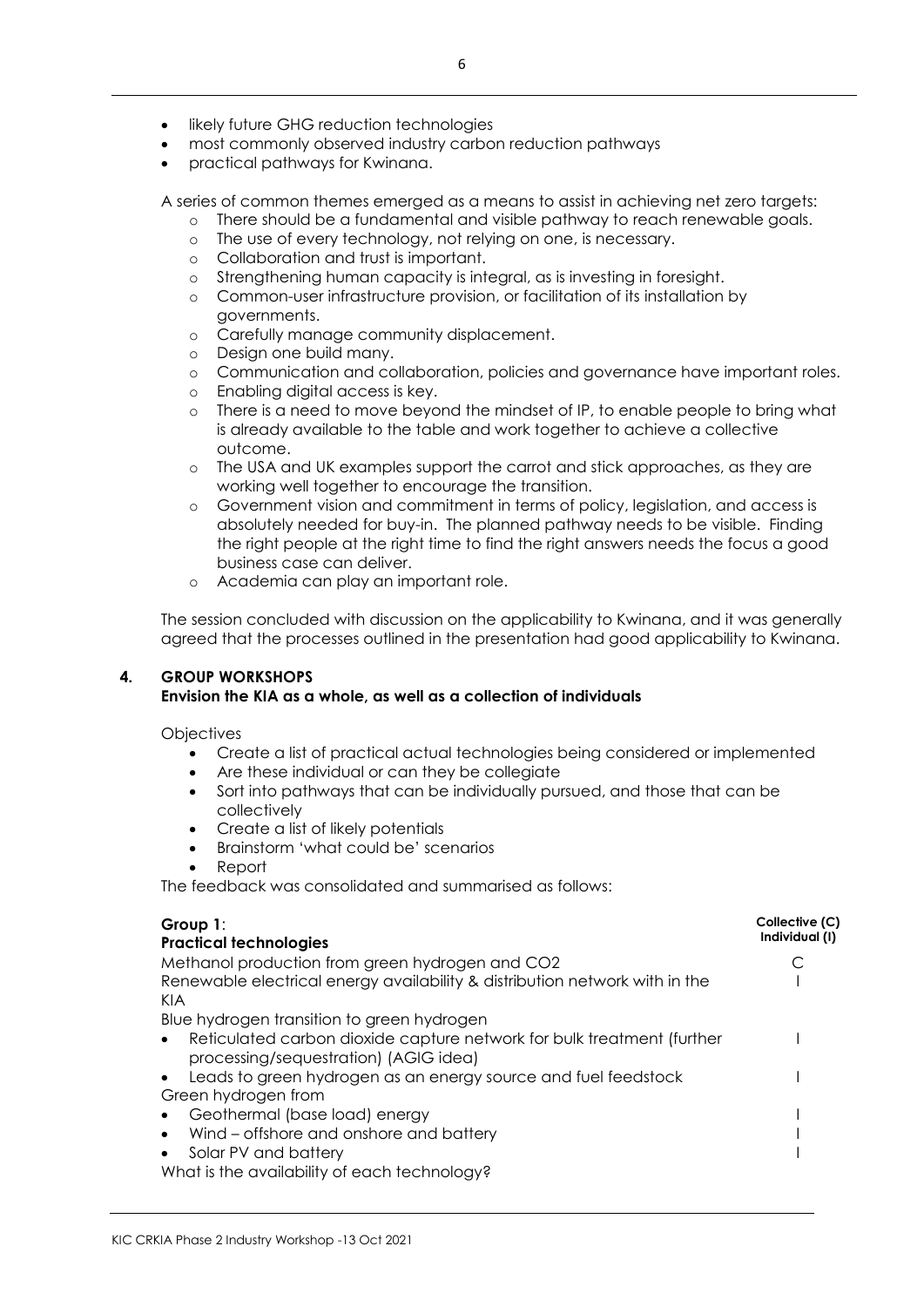- likely future GHG reduction technologies
- most commonly observed industry carbon reduction pathways
- practical pathways for Kwinana.

A series of common themes emerged as a means to assist in achieving net zero targets:

- There should be a fundamental and visible pathway to reach renewable goals.
- The use of every technology, not relying on one, is necessary.
- Collaboration and trust is important.
- Strengthening human capacity is integral, as is investing in foresight.
- Common-user infrastructure provision, or facilitation of its installation by governments.
- Carefully manage community displacement.
- Design one build many.
- Communication and collaboration, policies and governance have important roles.
- Enabling digital access is key.
- There is a need to move beyond the mindset of IP, to enable people to bring what is already available to the table and work together to achieve a collective outcome.
- The USA and UK examples support the carrot and stick approaches, as they are working well together to encourage the transition.
- Government vision and commitment in terms of policy, legislation, and access is absolutely needed for buy-in. The planned pathway needs to be visible. Finding the right people at the right time to find the right answers needs the focus a good business case can deliver.
- Academia can play an important role.

The session concluded with discussion on the applicability to Kwinana, and it was generally agreed that the processes outlined in the presentation had good applicability to Kwinana.

## 4. GROUP WORKSHOPS

**Envision the KIA as a whole, as well as a collection of individuals**

Objectives

- Create a list of practical actual technologies being considered or implemented
- Are these individual or can they be collegiate
- Sort into pathways that can be individually pursued, and those that can be collectively
- Create a list of likely potentials
- Brainstorm 'what could be' scenarios
- Report

The feedback was consolidated and summarised as follows:

| **Group 1**: **Practical technologies** | **Collective (C) Individual (I)** |
|---|---|
| Methanol production from green hydrogen and $CO_2$ | C |
| Renewable electrical energy availability & distribution network with in the KIA | I |
| Blue hydrogen transition to green hydrogen | |
| • Reticulated carbon dioxide capture network for bulk treatment (further processing/sequestration) (AGIG idea) | I |
| • Leads to green hydrogen as an energy source and fuel feedstock | I |
| Green hydrogen from | |
| • Geothermal (base load) energy | I |
| • Wind – offshore and onshore and battery | I |
| • Solar PV and battery | I |
| What is the availability of each technology? | |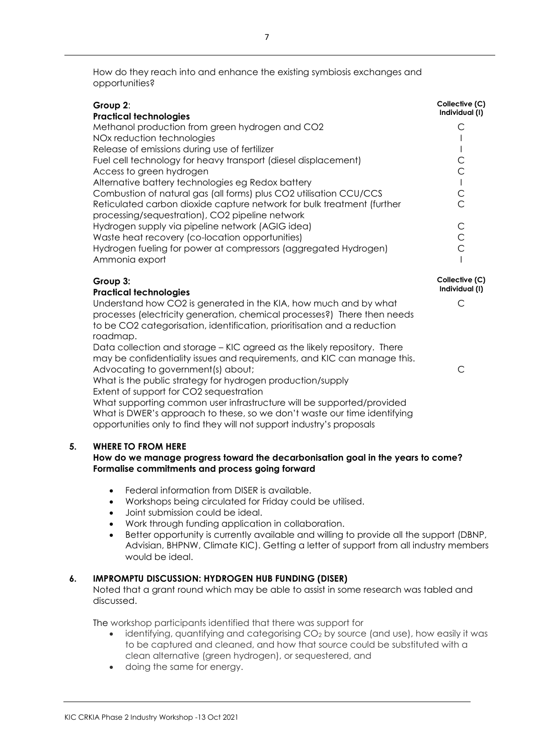How do they reach into and enhance the existing symbiosis exchanges and opportunities?

| **Group 2**: **Practical technologies** | **Collective (C) Individual (I)** |
|---|---|
| Methanol production from green hydrogen and CO2 | C |
| NOx reduction technologies | I |
| Release of emissions during use of fertilizer | I |
| Fuel cell technology for heavy transport (diesel displacement) | C |
| Access to green hydrogen | C |
| Alternative battery technologies eg Redox battery | I |
| Combustion of natural gas (all forms) plus CO2 utilisation CCU/CCS | C |
| Reticulated carbon dioxide capture network for bulk treatment (further processing/sequestration), CO2 pipeline network | C |
| Hydrogen supply via pipeline network (AGIG idea) | C |
| Waste heat recovery (co-location opportunities) | C |
| Hydrogen fueling for power at compressors (aggregated Hydrogen) | C |
| Ammonia export | I |

| **Group 3:** **Practical technologies** | **Collective (C) Individual (I)** |
|---|---|
| Understand how CO2 is generated in the KIA, how much and by what processes (electricity generation, chemical processes?) There then needs to be CO2 categorisation, identification, prioritisation and a reduction roadmap. | C |
| Data collection and storage – KIC agreed as the likely repository. There may be confidentiality issues and requirements, and KIC can manage this. | |
| Advocating to government(s) about; | C |
| What is the public strategy for hydrogen production/supply | |
| Extent of support for CO2 sequestration | |
| What supporting common user infrastructure will be supported/provided | |
| What is DWER's approach to these, so we don't waste our time identifying opportunities only to find they will not support industry's proposals | |

## 5. WHERE TO FROM HERE

**How do we manage progress toward the decarbonisation goal in the years to come? Formalise commitments and process going forward**

- Federal information from DISER is available.
- Workshops being circulated for Friday could be utilised.
- Joint submission could be ideal.
- Work through funding application in collaboration.
- Better opportunity is currently available and willing to provide all the support (DBNP, Advisian, BHPNW, Climate KIC). Getting a letter of support from all industry members would be ideal.

## 6. IMPROMPTU DISCUSSION: HYDROGEN HUB FUNDING (DISER)

Noted that a grant round which may be able to assist in some research was tabled and discussed.

The workshop participants identified that there was support for

- identifying, quantifying and categorising $CO_2$ by source (and use), how easily it was to be captured and cleaned, and how that source could be substituted with a clean alternative (green hydrogen), or sequestered, and
- doing the same for energy.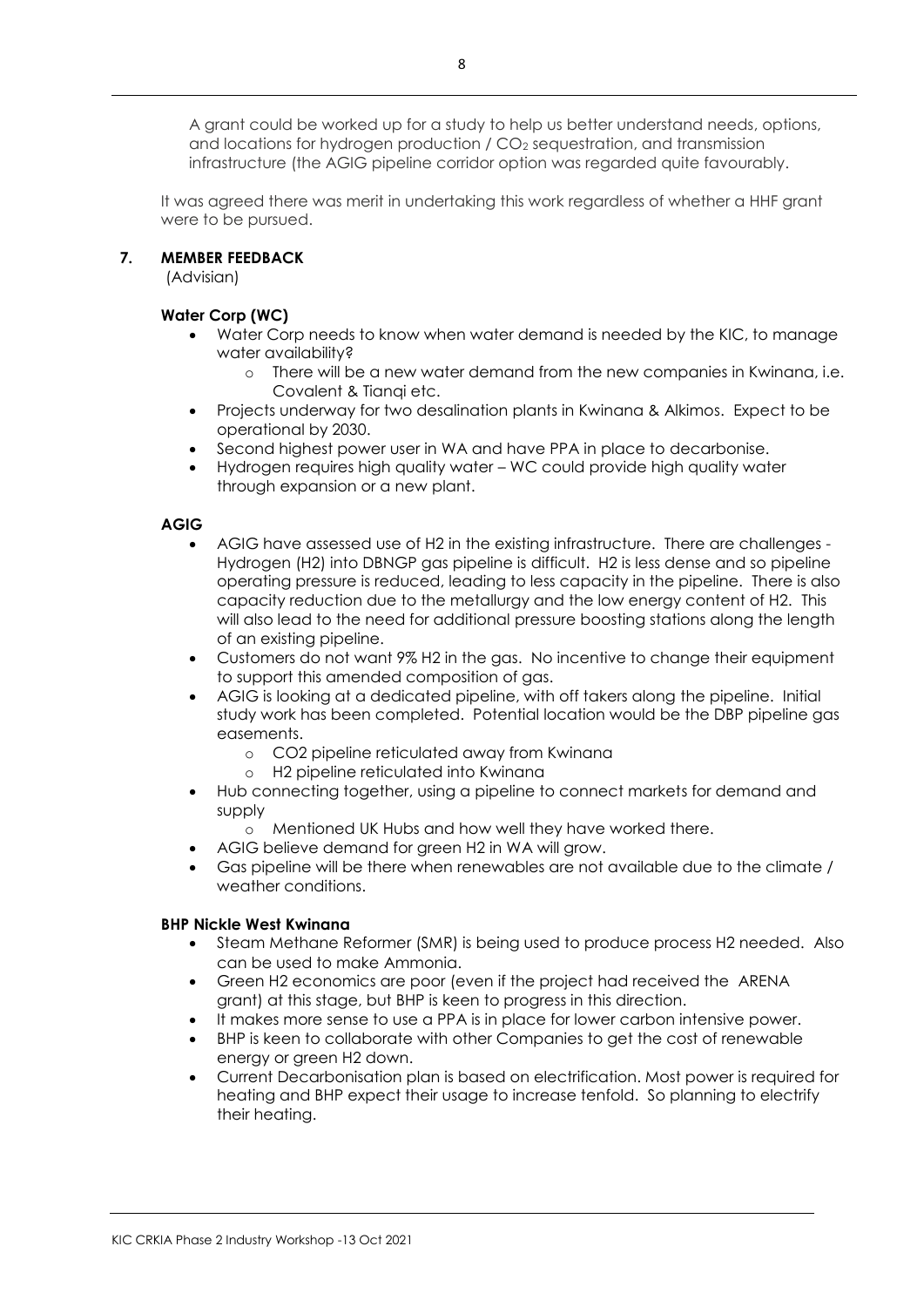A grant could be worked up for a study to help us better understand needs, options, and locations for hydrogen production / $CO_2$ sequestration, and transmission infrastructure (the AGIG pipeline corridor option was regarded quite favourably.

It was agreed there was merit in undertaking this work regardless of whether a HHF grant were to be pursued.

## 7. MEMBER FEEDBACK

(Advisian)

**Water Corp (WC)**

- Water Corp needs to know when water demand is needed by the KIC, to manage water availability?
  - There will be a new water demand from the new companies in Kwinana, i.e. Covalent & Tianqi etc.
- Projects underway for two desalination plants in Kwinana & Alkimos. Expect to be operational by 2030.
- Second highest power user in WA and have PPA in place to decarbonise.
- Hydrogen requires high quality water – WC could provide high quality water through expansion or a new plant.

**AGIG**

- AGIG have assessed use of H2 in the existing infrastructure. There are challenges - Hydrogen (H2) into DBNGP gas pipeline is difficult. H2 is less dense and so pipeline operating pressure is reduced, leading to less capacity in the pipeline. There is also capacity reduction due to the metallurgy and the low energy content of H2. This will also lead to the need for additional pressure boosting stations along the length of an existing pipeline.
- Customers do not want 9% H2 in the gas. No incentive to change their equipment to support this amended composition of gas.
- AGIG is looking at a dedicated pipeline, with off takers along the pipeline. Initial study work has been completed. Potential location would be the DBP pipeline gas easements.
  - CO2 pipeline reticulated away from Kwinana
  - H2 pipeline reticulated into Kwinana
- Hub connecting together, using a pipeline to connect markets for demand and supply
  - Mentioned UK Hubs and how well they have worked there.
- AGIG believe demand for green H2 in WA will grow.
- Gas pipeline will be there when renewables are not available due to the climate / weather conditions.

**BHP Nickle West Kwinana**

- Steam Methane Reformer (SMR) is being used to produce process H2 needed. Also can be used to make Ammonia.
- Green H2 economics are poor (even if the project had received the ARENA grant) at this stage, but BHP is keen to progress in this direction.
- It makes more sense to use a PPA is in place for lower carbon intensive power.
- BHP is keen to collaborate with other Companies to get the cost of renewable energy or green H2 down.
- Current Decarbonisation plan is based on electrification. Most power is required for heating and BHP expect their usage to increase tenfold. So planning to electrify their heating.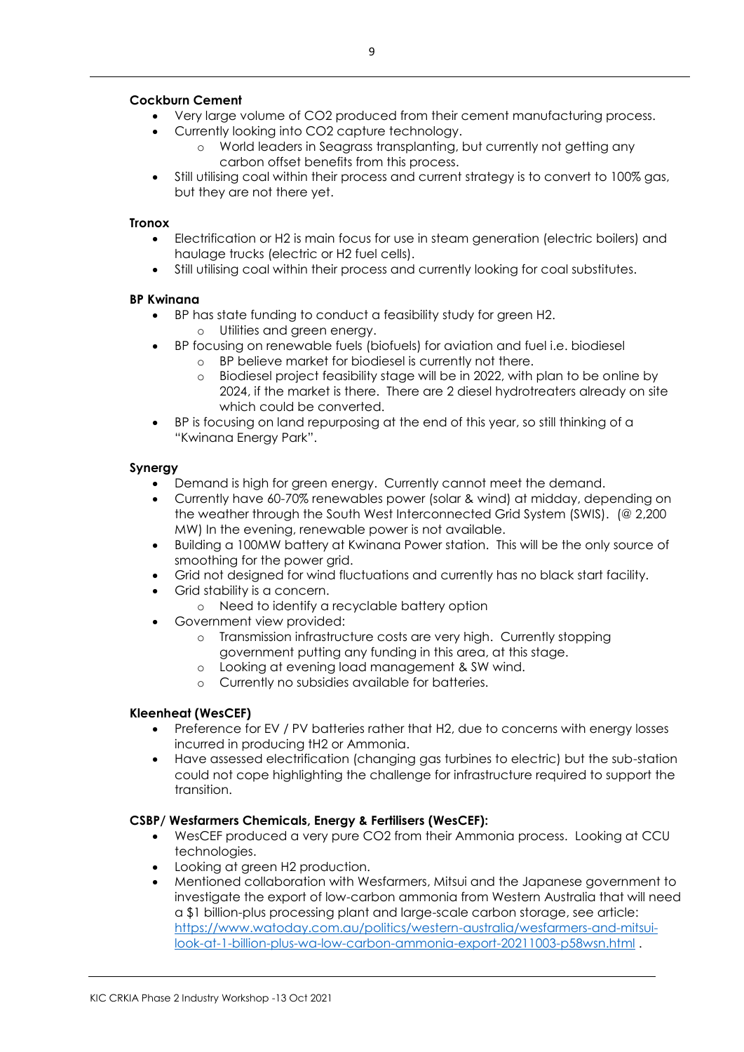**Cockburn Cement**

- Very large volume of $CO_2$ produced from their cement manufacturing process.
- Currently looking into $CO_2$ capture technology.
    - World leaders in Seagrass transplanting, but currently not getting any carbon offset benefits from this process.
- Still utilising coal within their process and current strategy is to convert to 100% gas, but they are not there yet.

**Tronox**

- Electrification or $H_2$ is main focus for use in steam generation (electric boilers) and haulage trucks (electric or $H_2$ fuel cells).
- Still utilising coal within their process and currently looking for coal substitutes.

**BP Kwinana**

- BP has state funding to conduct a feasibility study for green $H_2$.
    - Utilities and green energy.
- BP focusing on renewable fuels (biofuels) for aviation and fuel i.e. biodiesel
    - BP believe market for biodiesel is currently not there.
    - Biodiesel project feasibility stage will be in 2022, with plan to be online by 2024, if the market is there. There are 2 diesel hydrotreaters already on site which could be converted.
- BP is focusing on land repurposing at the end of this year, so still thinking of a "Kwinana Energy Park".

**Synergy**

- Demand is high for green energy. Currently cannot meet the demand.
- Currently have 60-70% renewables power (solar & wind) at midday, depending on the weather through the South West Interconnected Grid System (SWIS). (@ 2,200 MW) In the evening, renewable power is not available.
- Building a 100MW battery at Kwinana Power station. This will be the only source of smoothing for the power grid.
- Grid not designed for wind fluctuations and currently has no black start facility.
- Grid stability is a concern.
    - Need to identify a recyclable battery option
- Government view provided:
    - Transmission infrastructure costs are very high. Currently stopping government putting any funding in this area, at this stage.
    - Looking at evening load management & SW wind.
    - Currently no subsidies available for batteries.

**Kleenheat (WesCEF)**

- Preference for EV / PV batteries rather that $H_2$, due to concerns with energy losses incurred in producing t$H_2$ or Ammonia.
- Have assessed electrification (changing gas turbines to electric) but the sub-station could not cope highlighting the challenge for infrastructure required to support the transition.

**CSBP/ Wesfarmers Chemicals, Energy & Fertilisers (WesCEF):**

- WesCEF produced a very pure $CO_2$ from their Ammonia process. Looking at CCU technologies.
- Looking at green $H_2$ production.
- Mentioned collaboration with Wesfarmers, Mitsui and the Japanese government to investigate the export of low-carbon ammonia from Western Australia that will need a $1 billion-plus processing plant and large-scale carbon storage, see article: https://www.watoday.com.au/politics/western-australia/wesfarmers-and-mitsui-look-at-1-billion-plus-wa-low-carbon-ammonia-export-20211003-p58wsn.html .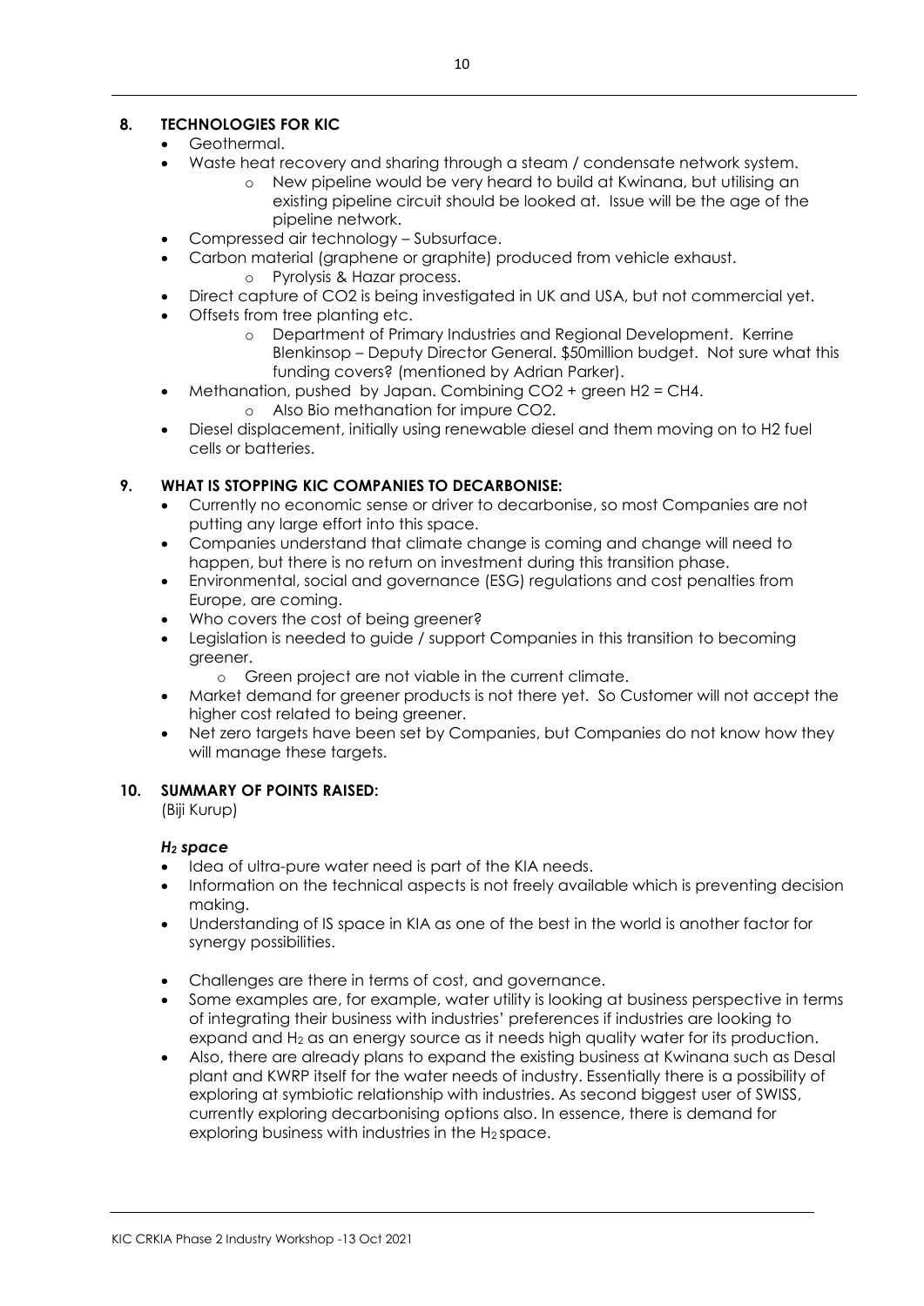## 8. TECHNOLOGIES FOR KIC

- Geothermal.
- Waste heat recovery and sharing through a steam / condensate network system.
  - New pipeline would be very heard to build at Kwinana, but utilising an existing pipeline circuit should be looked at. Issue will be the age of the pipeline network.
- Compressed air technology – Subsurface.
- Carbon material (graphene or graphite) produced from vehicle exhaust.
  - Pyrolysis & Hazar process.
- Direct capture of CO2 is being investigated in UK and USA, but not commercial yet.
- Offsets from tree planting etc.
  - Department of Primary Industries and Regional Development. Kerrine Blenkinsop – Deputy Director General. $50million budget. Not sure what this funding covers? (mentioned by Adrian Parker).
- Methanation, pushed by Japan. Combining CO2 + green H2 = CH4.
  - Also Bio methanation for impure CO2.
- Diesel displacement, initially using renewable diesel and them moving on to H2 fuel cells or batteries.

## 9. WHAT IS STOPPING KIC COMPANIES TO DECARBONISE:

- Currently no economic sense or driver to decarbonise, so most Companies are not putting any large effort into this space.
- Companies understand that climate change is coming and change will need to happen, but there is no return on investment during this transition phase.
- Environmental, social and governance (ESG) regulations and cost penalties from Europe, are coming.
- Who covers the cost of being greener?
- Legislation is needed to guide / support Companies in this transition to becoming greener.
  - Green project are not viable in the current climate.
- Market demand for greener products is not there yet. So Customer will not accept the higher cost related to being greener.
- Net zero targets have been set by Companies, but Companies do not know how they will manage these targets.

## 10. SUMMARY OF POINTS RAISED:

(Biji Kurup)

### *$H_2$ space*

- Idea of ultra-pure water need is part of the KIA needs.
- Information on the technical aspects is not freely available which is preventing decision making.
- Understanding of IS space in KIA as one of the best in the world is another factor for synergy possibilities.

- Challenges are there in terms of cost, and governance.
- Some examples are, for example, water utility is looking at business perspective in terms of integrating their business with industries' preferences if industries are looking to expand and $H_2$ as an energy source as it needs high quality water for its production.
- Also, there are already plans to expand the existing business at Kwinana such as Desal plant and KWRP itself for the water needs of industry. Essentially there is a possibility of exploring at symbiotic relationship with industries. As second biggest user of SWISS, currently exploring decarbonising options also. In essence, there is demand for exploring business with industries in the $H_2$ space.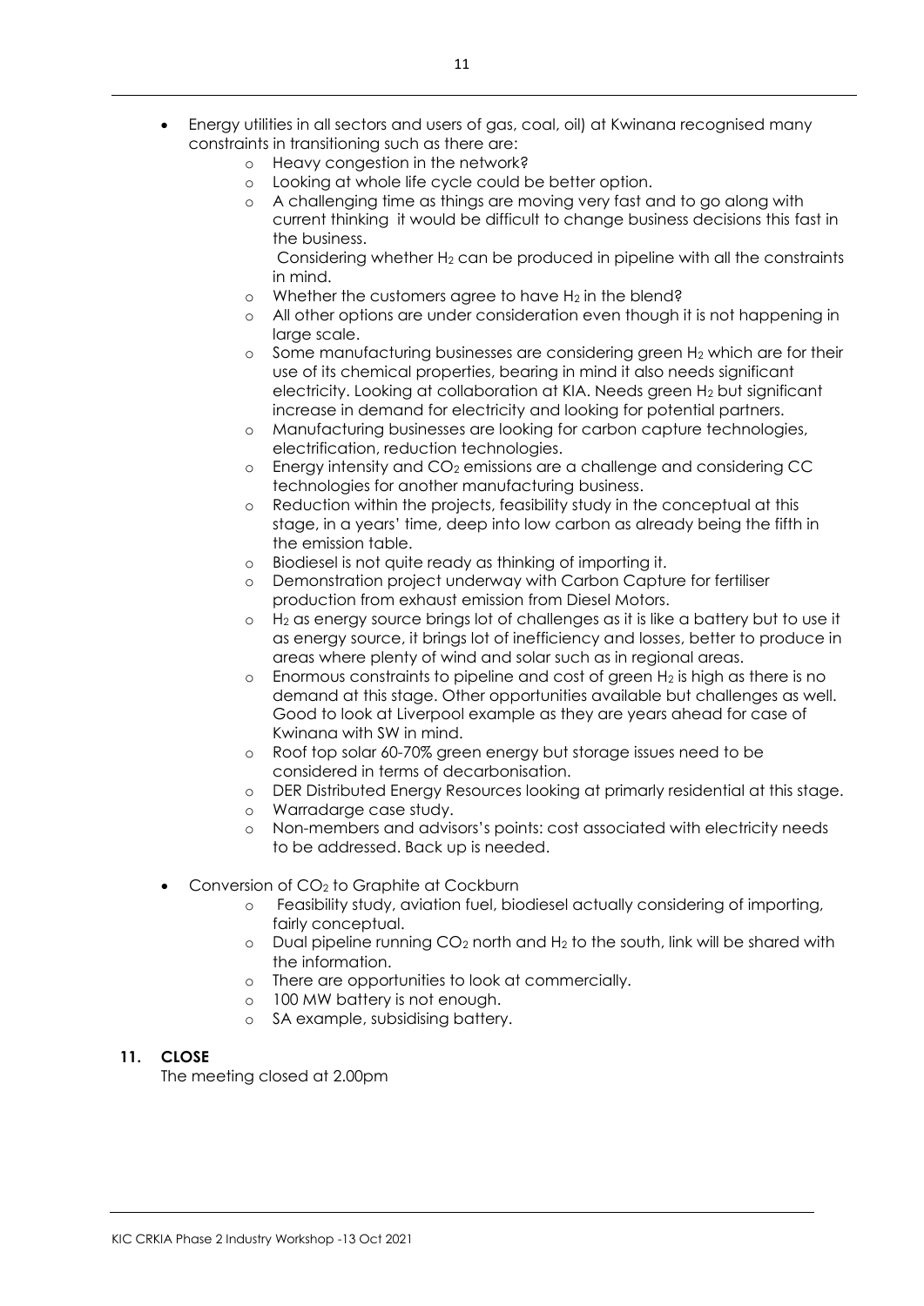- Energy utilities in all sectors and users of gas, coal, oil) at Kwinana recognised many constraints in transitioning such as there are:
  - Heavy congestion in the network?
  - Looking at whole life cycle could be better option.
  - A challenging time as things are moving very fast and to go along with current thinking it would be difficult to change business decisions this fast in the business.

    Considering whether $H_2$ can be produced in pipeline with all the constraints in mind.
  - Whether the customers agree to have $H_2$ in the blend?
  - All other options are under consideration even though it is not happening in large scale.
  - Some manufacturing businesses are considering green $H_2$ which are for their use of its chemical properties, bearing in mind it also needs significant electricity. Looking at collaboration at KIA. Needs green $H_2$ but significant increase in demand for electricity and looking for potential partners.
  - Manufacturing businesses are looking for carbon capture technologies, electrification, reduction technologies.
  - Energy intensity and $CO_2$ emissions are a challenge and considering CC technologies for another manufacturing business.
  - Reduction within the projects, feasibility study in the conceptual at this stage, in a years' time, deep into low carbon as already being the fifth in the emission table.
  - Biodiesel is not quite ready as thinking of importing it.
  - Demonstration project underway with Carbon Capture for fertiliser production from exhaust emission from Diesel Motors.
  - $H_2$ as energy source brings lot of challenges as it is like a battery but to use it as energy source, it brings lot of inefficiency and losses, better to produce in areas where plenty of wind and solar such as in regional areas.
  - Enormous constraints to pipeline and cost of green $H_2$ is high as there is no demand at this stage. Other opportunities available but challenges as well. Good to look at Liverpool example as they are years ahead for case of Kwinana with SW in mind.
  - Roof top solar 60-70% green energy but storage issues need to be considered in terms of decarbonisation.
  - DER Distributed Energy Resources looking at primarily residential at this stage.
  - Warradarge case study.
  - Non-members and advisors's points: cost associated with electricity needs to be addressed. Back up is needed.
- Conversion of $CO_2$ to Graphite at Cockburn
  - Feasibility study, aviation fuel, biodiesel actually considering of importing, fairly conceptual.
  - Dual pipeline running $CO_2$ north and $H_2$ to the south, link will be shared with the information.
  - There are opportunities to look at commercially.
  - 100 MW battery is not enough.
  - SA example, subsidising battery.

## 11. CLOSE

The meeting closed at 2.00pm